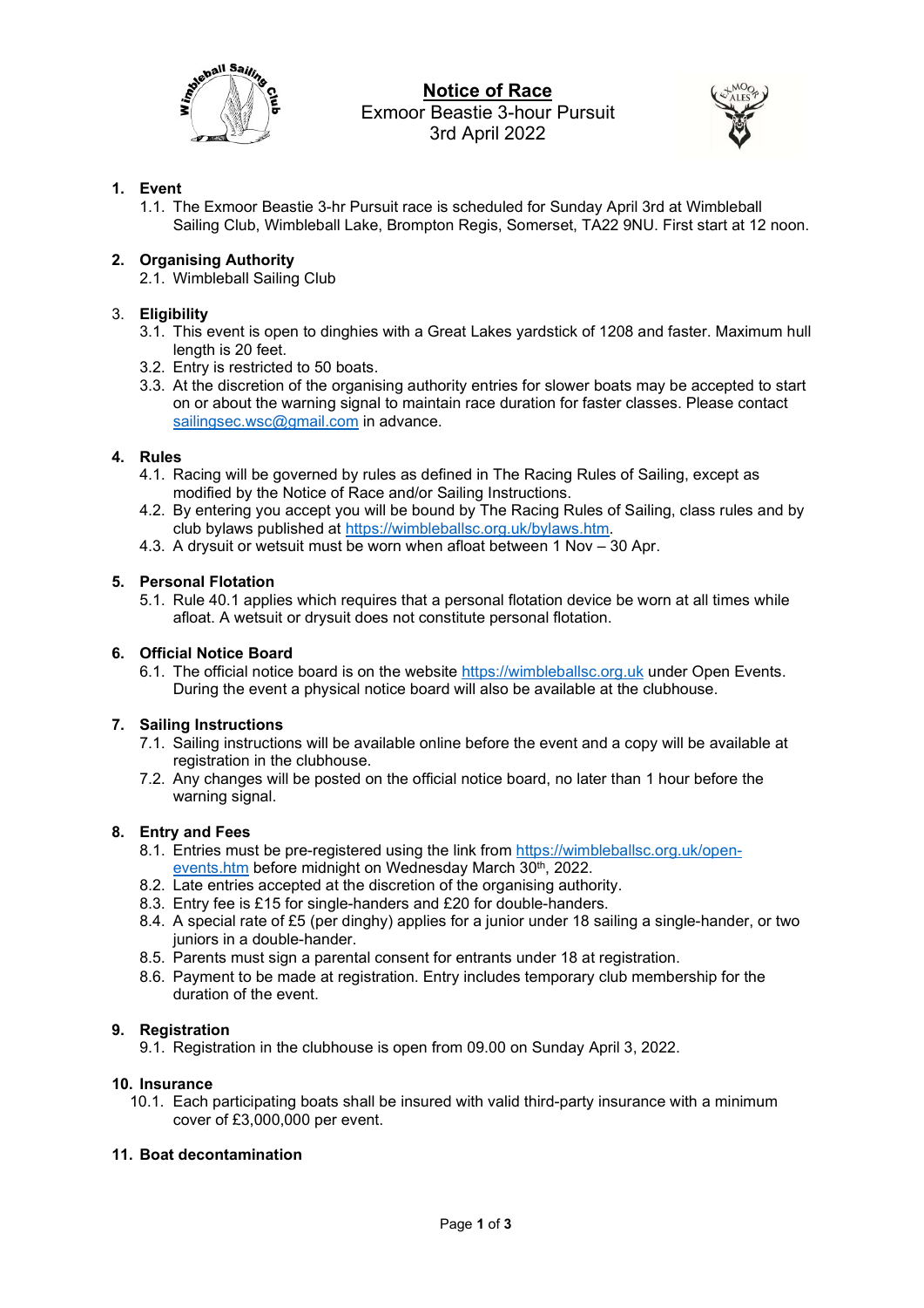# Notice of Race

Exmoor Beastie 3-hour Pursuit
3rd April 2022

## 1. Event

1.1. The Exmoor Beastie 3-hr Pursuit race is scheduled for Sunday April 3rd at Wimbleball Sailing Club, Wimbleball Lake, Brompton Regis, Somerset, TA22 9NU. First start at 12 noon.

## 2. Organising Authority

2.1. Wimbleball Sailing Club

## 3. Eligibility

3.1. This event is open to dinghies with a Great Lakes yardstick of 1208 and faster. Maximum hull length is 20 feet.

3.2. Entry is restricted to 50 boats.

3.3. At the discretion of the organising authority entries for slower boats may be accepted to start on or about the warning signal to maintain race duration for faster classes. Please contact sailingsec.wsc@gmail.com in advance.

## 4. Rules

4.1. Racing will be governed by rules as defined in The Racing Rules of Sailing, except as modified by the Notice of Race and/or Sailing Instructions.

4.2. By entering you accept you will be bound by The Racing Rules of Sailing, class rules and by club bylaws published at https://wimbleballsc.org.uk/bylaws.htm.

4.3. A drysuit or wetsuit must be worn when afloat between 1 Nov – 30 Apr.

## 5. Personal Flotation

5.1. Rule 40.1 applies which requires that a personal flotation device be worn at all times while afloat. A wetsuit or drysuit does not constitute personal flotation.

## 6. Official Notice Board

6.1. The official notice board is on the website https://wimbleballsc.org.uk under Open Events. During the event a physical notice board will also be available at the clubhouse.

## 7. Sailing Instructions

7.1. Sailing instructions will be available online before the event and a copy will be available at registration in the clubhouse.

7.2. Any changes will be posted on the official notice board, no later than 1 hour before the warning signal.

## 8. Entry and Fees

8.1. Entries must be pre-registered using the link from https://wimbleballsc.org.uk/open-events.htm before midnight on Wednesday March 30th, 2022.

8.2. Late entries accepted at the discretion of the organising authority.

8.3. Entry fee is £15 for single-handers and £20 for double-handers.

8.4. A special rate of £5 (per dinghy) applies for a junior under 18 sailing a single-hander, or two juniors in a double-hander.

8.5. Parents must sign a parental consent for entrants under 18 at registration.

8.6. Payment to be made at registration. Entry includes temporary club membership for the duration of the event.

## 9. Registration

9.1. Registration in the clubhouse is open from 09.00 on Sunday April 3, 2022.

## 10. Insurance

10.1. Each participating boats shall be insured with valid third-party insurance with a minimum cover of £3,000,000 per event.

## 11. Boat decontamination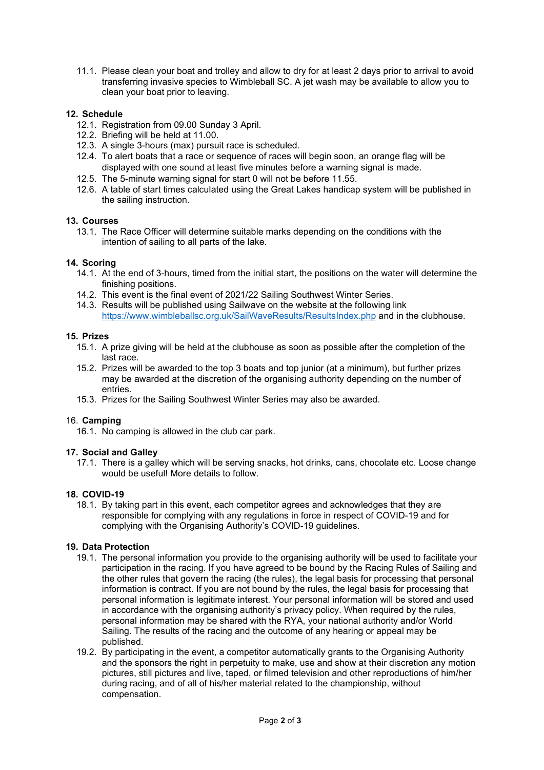11.1. Please clean your boat and trolley and allow to dry for at least 2 days prior to arrival to avoid transferring invasive species to Wimbleball SC. A jet wash may be available to allow you to clean your boat prior to leaving.

## 12. Schedule

12.1. Registration from 09.00 Sunday 3 April.

12.2. Briefing will be held at 11.00.

12.3. A single 3-hours (max) pursuit race is scheduled.

12.4. To alert boats that a race or sequence of races will begin soon, an orange flag will be displayed with one sound at least five minutes before a warning signal is made.

12.5. The 5-minute warning signal for start 0 will not be before 11.55.

12.6. A table of start times calculated using the Great Lakes handicap system will be published in the sailing instruction.

## 13. Courses

13.1. The Race Officer will determine suitable marks depending on the conditions with the intention of sailing to all parts of the lake.

## 14. Scoring

14.1. At the end of 3-hours, timed from the initial start, the positions on the water will determine the finishing positions.

14.2. This event is the final event of 2021/22 Sailing Southwest Winter Series.

14.3. Results will be published using Sailwave on the website at the following link https://www.wimbleballsc.org.uk/SailWaveResults/ResultsIndex.php and in the clubhouse.

## 15. Prizes

15.1. A prize giving will be held at the clubhouse as soon as possible after the completion of the last race.

15.2. Prizes will be awarded to the top 3 boats and top junior (at a minimum), but further prizes may be awarded at the discretion of the organising authority depending on the number of entries.

15.3. Prizes for the Sailing Southwest Winter Series may also be awarded.

## 16. Camping

16.1. No camping is allowed in the club car park.

## 17. Social and Galley

17.1. There is a galley which will be serving snacks, hot drinks, cans, chocolate etc. Loose change would be useful! More details to follow.

## 18. COVID-19

18.1. By taking part in this event, each competitor agrees and acknowledges that they are responsible for complying with any regulations in force in respect of COVID-19 and for complying with the Organising Authority's COVID-19 guidelines.

## 19. Data Protection

19.1. The personal information you provide to the organising authority will be used to facilitate your participation in the racing. If you have agreed to be bound by the Racing Rules of Sailing and the other rules that govern the racing (the rules), the legal basis for processing that personal information is contract. If you are not bound by the rules, the legal basis for processing that personal information is legitimate interest. Your personal information will be stored and used in accordance with the organising authority's privacy policy. When required by the rules, personal information may be shared with the RYA, your national authority and/or World Sailing. The results of the racing and the outcome of any hearing or appeal may be published.

19.2. By participating in the event, a competitor automatically grants to the Organising Authority and the sponsors the right in perpetuity to make, use and show at their discretion any motion pictures, still pictures and live, taped, or filmed television and other reproductions of him/her during racing, and of all of his/her material related to the championship, without compensation.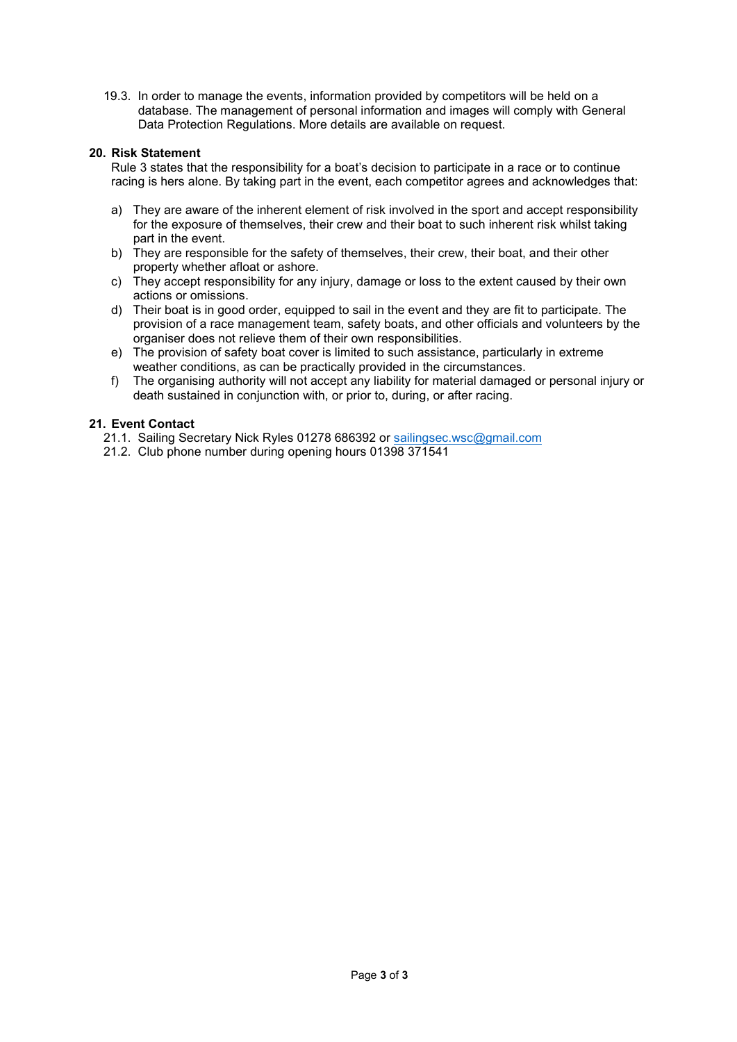19.3. In order to manage the events, information provided by competitors will be held on a database. The management of personal information and images will comply with General Data Protection Regulations. More details are available on request.

## 20. Risk Statement

Rule 3 states that the responsibility for a boat's decision to participate in a race or to continue racing is hers alone. By taking part in the event, each competitor agrees and acknowledges that:

a) They are aware of the inherent element of risk involved in the sport and accept responsibility for the exposure of themselves, their crew and their boat to such inherent risk whilst taking part in the event.
b) They are responsible for the safety of themselves, their crew, their boat, and their other property whether afloat or ashore.
c) They accept responsibility for any injury, damage or loss to the extent caused by their own actions or omissions.
d) Their boat is in good order, equipped to sail in the event and they are fit to participate. The provision of a race management team, safety boats, and other officials and volunteers by the organiser does not relieve them of their own responsibilities.
e) The provision of safety boat cover is limited to such assistance, particularly in extreme weather conditions, as can be practically provided in the circumstances.
f) The organising authority will not accept any liability for material damaged or personal injury or death sustained in conjunction with, or prior to, during, or after racing.

## 21. Event Contact

21.1. Sailing Secretary Nick Ryles 01278 686392 or sailingsec.wsc@gmail.com
21.2. Club phone number during opening hours 01398 371541